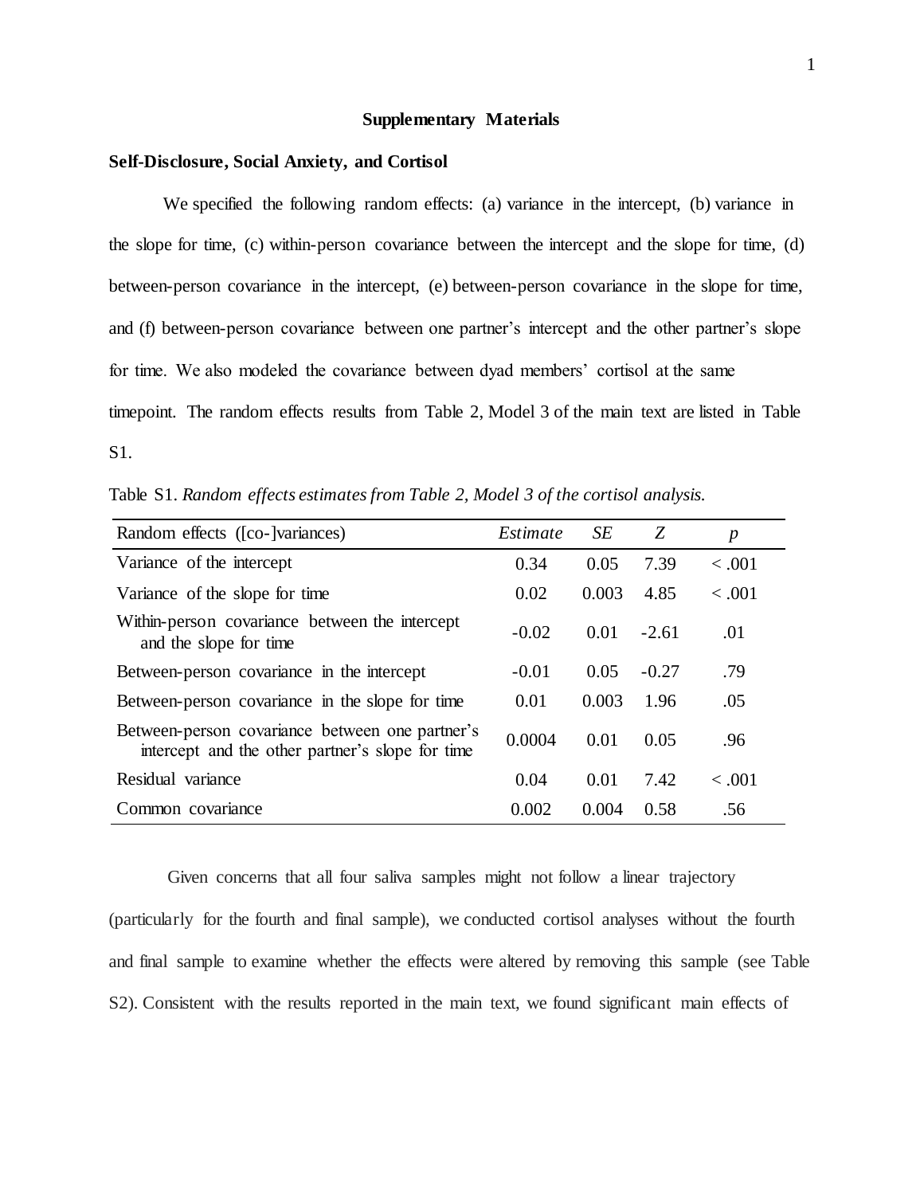# Supplementary Materials

## Self-Disclosure, Social Anxiety, and Cortisol

We specified the following random effects: (a) variance in the intercept, (b) variance in the slope for time, (c) within-person covariance between the intercept and the slope for time, (d) between-person covariance in the intercept, (e) between-person covariance in the slope for time, and (f) between-person covariance between one partner's intercept and the other partner's slope for time. We also modeled the covariance between dyad members' cortisol at the same timepoint. The random effects results from Table 2, Model 3 of the main text are listed in Table S1.

Table S1. *Random effects estimates from Table 2, Model 3 of the cortisol analysis.*

| Random effects ([co-]variances) | *Estimate* | *SE* | *Z* | *p* |
|---|---|---|---|---|
| Variance of the intercept | 0.34 | 0.05 | 7.39 | < .001 |
| Variance of the slope for time | 0.02 | 0.003 | 4.85 | < .001 |
| Within-person covariance between the intercept and the slope for time | -0.02 | 0.01 | -2.61 | .01 |
| Between-person covariance in the intercept | -0.01 | 0.05 | -0.27 | .79 |
| Between-person covariance in the slope for time | 0.01 | 0.003 | 1.96 | .05 |
| Between-person covariance between one partner's intercept and the other partner's slope for time | 0.0004 | 0.01 | 0.05 | .96 |
| Residual variance | 0.04 | 0.01 | 7.42 | < .001 |
| Common covariance | 0.002 | 0.004 | 0.58 | .56 |

Given concerns that all four saliva samples might not follow a linear trajectory (particularly for the fourth and final sample), we conducted cortisol analyses without the fourth and final sample to examine whether the effects were altered by removing this sample (see Table S2). Consistent with the results reported in the main text, we found significant main effects of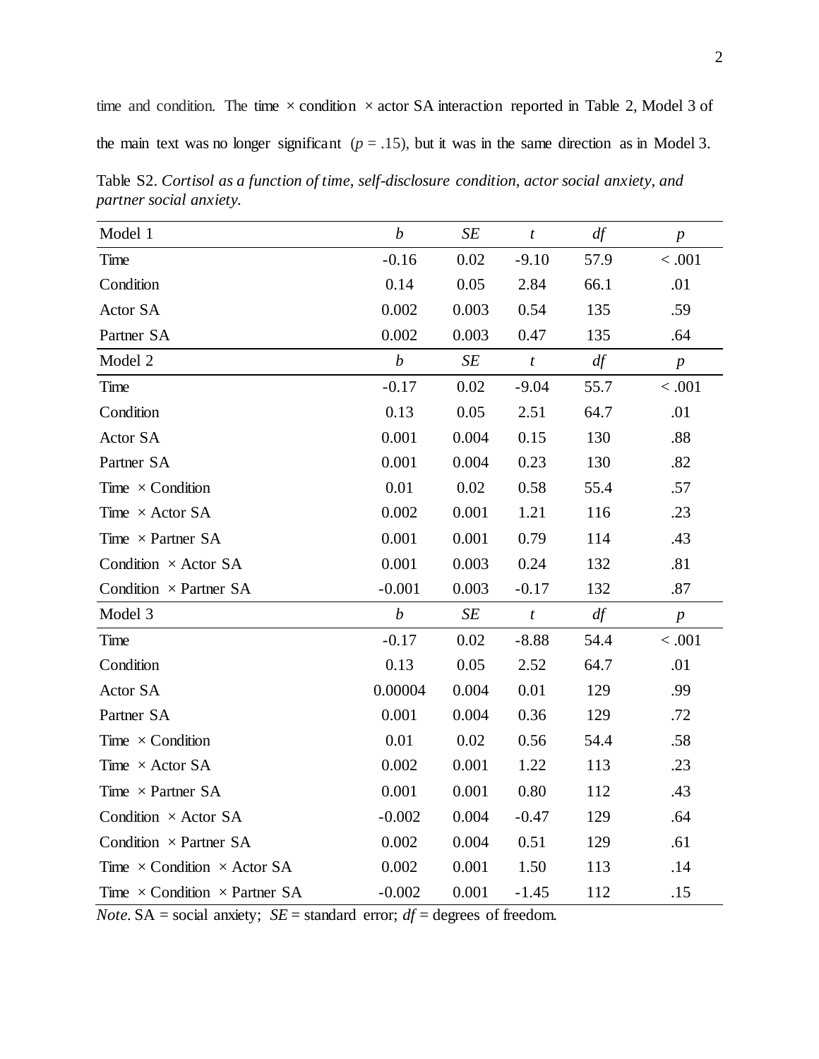time and condition. The time × condition × actor SA interaction reported in Table 2, Model 3 of the main text was no longer significant ($p$ = .15), but it was in the same direction as in Model 3.

Table S2. *Cortisol as a function of time, self-disclosure condition, actor social anxiety, and partner social anxiety.*

| Model 1 | *b* | *SE* | *t* | *df* | *p* |
|---|---|---|---|---|---|
| Time | -0.16 | 0.02 | -9.10 | 57.9 | < .001 |
| Condition | 0.14 | 0.05 | 2.84 | 66.1 | .01 |
| Actor SA | 0.002 | 0.003 | 0.54 | 135 | .59 |
| Partner SA | 0.002 | 0.003 | 0.47 | 135 | .64 |
| **Model 2** | *b* | *SE* | *t* | *df* | *p* |
| Time | -0.17 | 0.02 | -9.04 | 55.7 | < .001 |
| Condition | 0.13 | 0.05 | 2.51 | 64.7 | .01 |
| Actor SA | 0.001 | 0.004 | 0.15 | 130 | .88 |
| Partner SA | 0.001 | 0.004 | 0.23 | 130 | .82 |
| Time × Condition | 0.01 | 0.02 | 0.58 | 55.4 | .57 |
| Time × Actor SA | 0.002 | 0.001 | 1.21 | 116 | .23 |
| Time × Partner SA | 0.001 | 0.001 | 0.79 | 114 | .43 |
| Condition × Actor SA | 0.001 | 0.003 | 0.24 | 132 | .81 |
| Condition × Partner SA | -0.001 | 0.003 | -0.17 | 132 | .87 |
| **Model 3** | *b* | *SE* | *t* | *df* | *p* |
| Time | -0.17 | 0.02 | -8.88 | 54.4 | < .001 |
| Condition | 0.13 | 0.05 | 2.52 | 64.7 | .01 |
| Actor SA | 0.00004 | 0.004 | 0.01 | 129 | .99 |
| Partner SA | 0.001 | 0.004 | 0.36 | 129 | .72 |
| Time × Condition | 0.01 | 0.02 | 0.56 | 54.4 | .58 |
| Time × Actor SA | 0.002 | 0.001 | 1.22 | 113 | .23 |
| Time × Partner SA | 0.001 | 0.001 | 0.80 | 112 | .43 |
| Condition × Actor SA | -0.002 | 0.004 | -0.47 | 129 | .64 |
| Condition × Partner SA | 0.002 | 0.004 | 0.51 | 129 | .61 |
| Time × Condition × Actor SA | 0.002 | 0.001 | 1.50 | 113 | .14 |
| Time × Condition × Partner SA | -0.002 | 0.001 | -1.45 | 112 | .15 |

*Note.* SA = social anxiety; *SE* = standard error; *df* = degrees of freedom.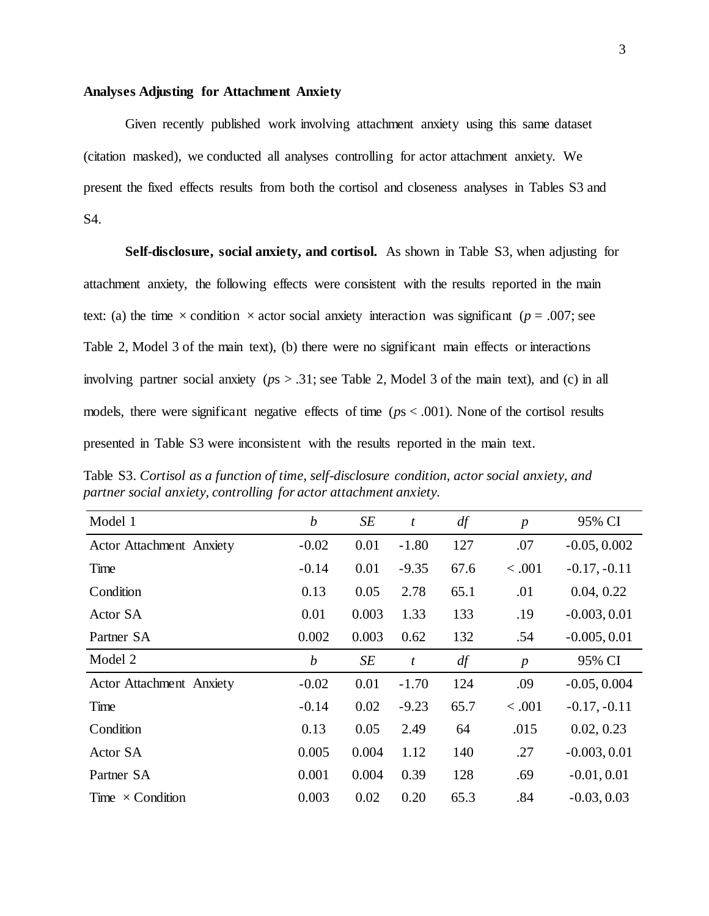**Analyses Adjusting for Attachment Anxiety**

Given recently published work involving attachment anxiety using this same dataset (citation masked), we conducted all analyses controlling for actor attachment anxiety. We present the fixed effects results from both the cortisol and closeness analyses in Tables S3 and S4.

**Self-disclosure, social anxiety, and cortisol.** As shown in Table S3, when adjusting for attachment anxiety, the following effects were consistent with the results reported in the main text: (a) the time × condition × actor social anxiety interaction was significant ($p$ = .007; see Table 2, Model 3 of the main text), (b) there were no significant main effects or interactions involving partner social anxiety ($p$s > .31; see Table 2, Model 3 of the main text), and (c) in all models, there were significant negative effects of time ($p$s < .001). None of the cortisol results presented in Table S3 were inconsistent with the results reported in the main text.

Table S3. *Cortisol as a function of time, self-disclosure condition, actor social anxiety, and partner social anxiety, controlling for actor attachment anxiety.*

| Model 1 | *b* | *SE* | *t* | *df* | *p* | 95% CI |
|---|---|---|---|---|---|---|
| Actor Attachment Anxiety | -0.02 | 0.01 | -1.80 | 127 | .07 | -0.05, 0.002 |
| Time | -0.14 | 0.01 | -9.35 | 67.6 | < .001 | -0.17, -0.11 |
| Condition | 0.13 | 0.05 | 2.78 | 65.1 | .01 | 0.04, 0.22 |
| Actor SA | 0.01 | 0.003 | 1.33 | 133 | .19 | -0.003, 0.01 |
| Partner SA | 0.002 | 0.003 | 0.62 | 132 | .54 | -0.005, 0.01 |
| **Model 2** | ***b*** | ***SE*** | ***t*** | ***df*** | ***p*** | **95% CI** |
| Actor Attachment Anxiety | -0.02 | 0.01 | -1.70 | 124 | .09 | -0.05, 0.004 |
| Time | -0.14 | 0.02 | -9.23 | 65.7 | < .001 | -0.17, -0.11 |
| Condition | 0.13 | 0.05 | 2.49 | 64 | .015 | 0.02, 0.23 |
| Actor SA | 0.005 | 0.004 | 1.12 | 140 | .27 | -0.003, 0.01 |
| Partner SA | 0.001 | 0.004 | 0.39 | 128 | .69 | -0.01, 0.01 |
| Time × Condition | 0.003 | 0.02 | 0.20 | 65.3 | .84 | -0.03, 0.03 |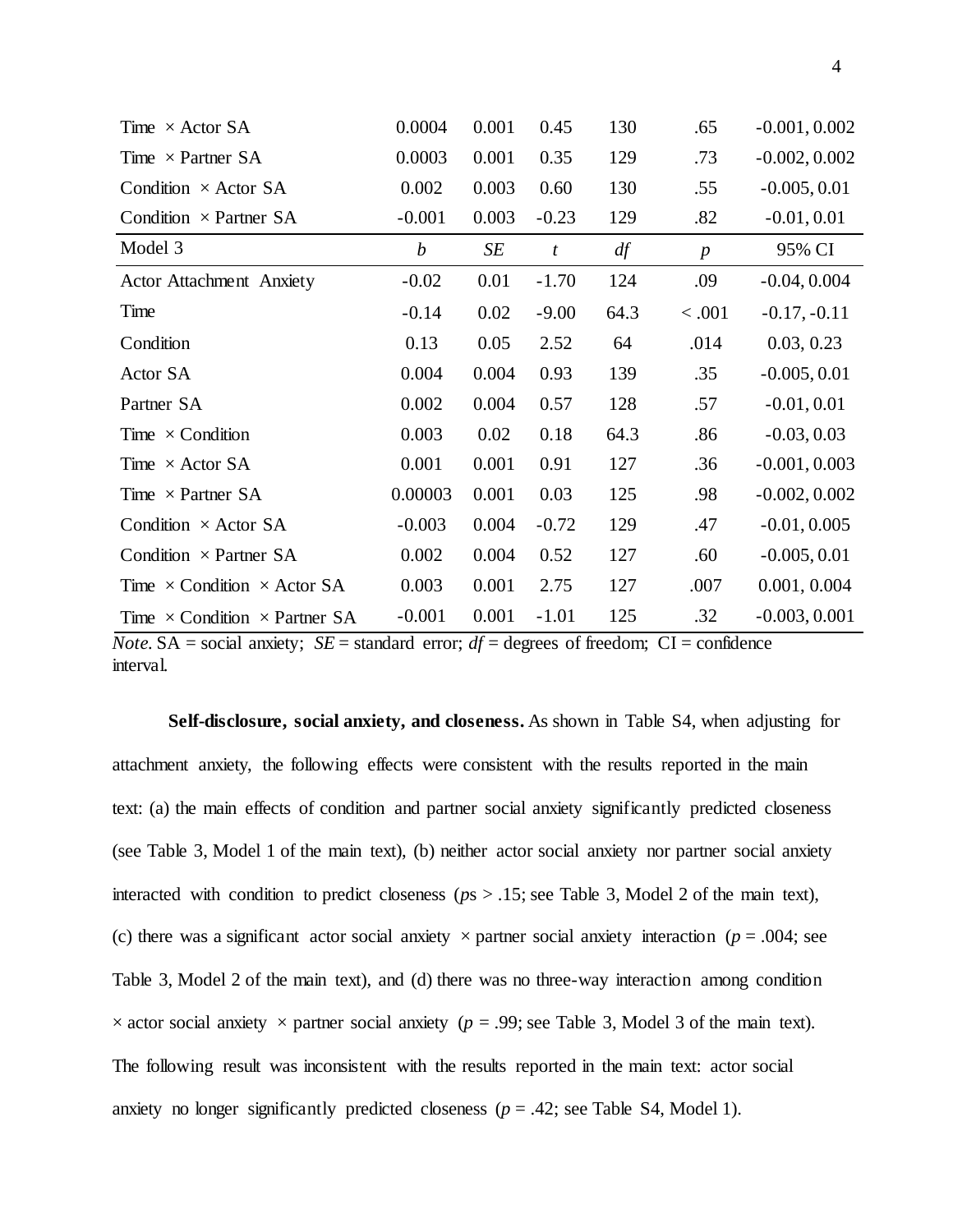| | | | | | | |
|---|---|---|---|---|---|---|
| Time × Actor SA | 0.0004 | 0.001 | 0.45 | 130 | .65 | -0.001, 0.002 |
| Time × Partner SA | 0.0003 | 0.001 | 0.35 | 129 | .73 | -0.002, 0.002 |
| Condition × Actor SA | 0.002 | 0.003 | 0.60 | 130 | .55 | -0.005, 0.01 |
| Condition × Partner SA | -0.001 | 0.003 | -0.23 | 129 | .82 | -0.01, 0.01 |
| Model 3 | *b* | *SE* | *t* | *df* | *p* | 95% CI |
| Actor Attachment Anxiety | -0.02 | 0.01 | -1.70 | 124 | .09 | -0.04, 0.004 |
| Time | -0.14 | 0.02 | -9.00 | 64.3 | < .001 | -0.17, -0.11 |
| Condition | 0.13 | 0.05 | 2.52 | 64 | .014 | 0.03, 0.23 |
| Actor SA | 0.004 | 0.004 | 0.93 | 139 | .35 | -0.005, 0.01 |
| Partner SA | 0.002 | 0.004 | 0.57 | 128 | .57 | -0.01, 0.01 |
| Time × Condition | 0.003 | 0.02 | 0.18 | 64.3 | .86 | -0.03, 0.03 |
| Time × Actor SA | 0.001 | 0.001 | 0.91 | 127 | .36 | -0.001, 0.003 |
| Time × Partner SA | 0.00003 | 0.001 | 0.03 | 125 | .98 | -0.002, 0.002 |
| Condition × Actor SA | -0.003 | 0.004 | -0.72 | 129 | .47 | -0.01, 0.005 |
| Condition × Partner SA | 0.002 | 0.004 | 0.52 | 127 | .60 | -0.005, 0.01 |
| Time × Condition × Actor SA | 0.003 | 0.001 | 2.75 | 127 | .007 | 0.001, 0.004 |
| Time × Condition × Partner SA | -0.001 | 0.001 | -1.01 | 125 | .32 | -0.003, 0.001 |

*Note*. SA = social anxiety; *SE* = standard error; *df* = degrees of freedom; CI = confidence interval.

**Self-disclosure, social anxiety, and closeness.** As shown in Table S4, when adjusting for attachment anxiety, the following effects were consistent with the results reported in the main text: (a) the main effects of condition and partner social anxiety significantly predicted closeness (see Table 3, Model 1 of the main text), (b) neither actor social anxiety nor partner social anxiety interacted with condition to predict closeness (*p*s > .15; see Table 3, Model 2 of the main text), (c) there was a significant actor social anxiety × partner social anxiety interaction (*p* = .004; see Table 3, Model 2 of the main text), and (d) there was no three-way interaction among condition × actor social anxiety × partner social anxiety (*p* = .99; see Table 3, Model 3 of the main text). The following result was inconsistent with the results reported in the main text: actor social anxiety no longer significantly predicted closeness (*p* = .42; see Table S4, Model 1).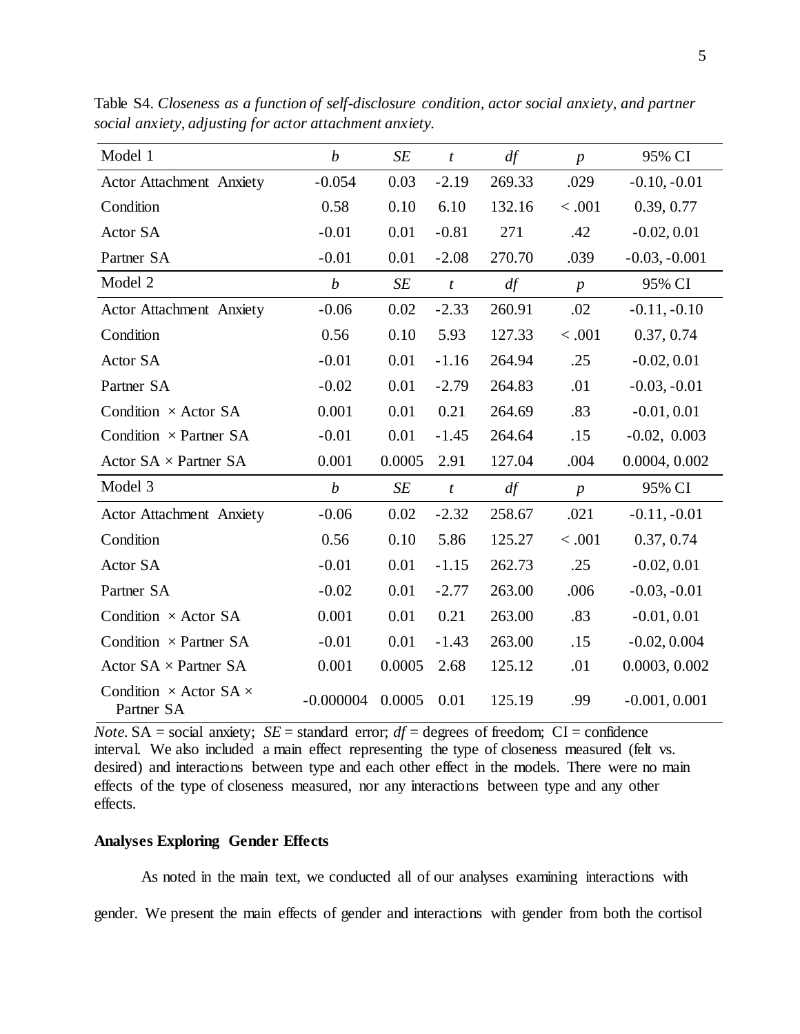Table S4. *Closeness as a function of self-disclosure condition, actor social anxiety, and partner social anxiety, adjusting for actor attachment anxiety.*

| Model 1 | *b* | *SE* | *t* | *df* | *p* | 95% CI |
|---|---|---|---|---|---|---|
| Actor Attachment Anxiety | -0.054 | 0.03 | -2.19 | 269.33 | .029 | -0.10, -0.01 |
| Condition | 0.58 | 0.10 | 6.10 | 132.16 | < .001 | 0.39, 0.77 |
| Actor SA | -0.01 | 0.01 | -0.81 | 271 | .42 | -0.02, 0.01 |
| Partner SA | -0.01 | 0.01 | -2.08 | 270.70 | .039 | -0.03, -0.001 |
| **Model 2** | *b* | *SE* | *t* | *df* | *p* | 95% CI |
| Actor Attachment Anxiety | -0.06 | 0.02 | -2.33 | 260.91 | .02 | -0.11, -0.10 |
| Condition | 0.56 | 0.10 | 5.93 | 127.33 | < .001 | 0.37, 0.74 |
| Actor SA | -0.01 | 0.01 | -1.16 | 264.94 | .25 | -0.02, 0.01 |
| Partner SA | -0.02 | 0.01 | -2.79 | 264.83 | .01 | -0.03, -0.01 |
| Condition × Actor SA | 0.001 | 0.01 | 0.21 | 264.69 | .83 | -0.01, 0.01 |
| Condition × Partner SA | -0.01 | 0.01 | -1.45 | 264.64 | .15 | -0.02, 0.003 |
| Actor SA × Partner SA | 0.001 | 0.0005 | 2.91 | 127.04 | .004 | 0.0004, 0.002 |
| **Model 3** | *b* | *SE* | *t* | *df* | *p* | 95% CI |
| Actor Attachment Anxiety | -0.06 | 0.02 | -2.32 | 258.67 | .021 | -0.11, -0.01 |
| Condition | 0.56 | 0.10 | 5.86 | 125.27 | < .001 | 0.37, 0.74 |
| Actor SA | -0.01 | 0.01 | -1.15 | 262.73 | .25 | -0.02, 0.01 |
| Partner SA | -0.02 | 0.01 | -2.77 | 263.00 | .006 | -0.03, -0.01 |
| Condition × Actor SA | 0.001 | 0.01 | 0.21 | 263.00 | .83 | -0.01, 0.01 |
| Condition × Partner SA | -0.01 | 0.01 | -1.43 | 263.00 | .15 | -0.02, 0.004 |
| Actor SA × Partner SA | 0.001 | 0.0005 | 2.68 | 125.12 | .01 | 0.0003, 0.002 |
| Condition × Actor SA × Partner SA | -0.000004 | 0.0005 | 0.01 | 125.19 | .99 | -0.001, 0.001 |

*Note.* SA = social anxiety; *SE* = standard error; *df* = degrees of freedom; CI = confidence interval. We also included a main effect representing the type of closeness measured (felt vs. desired) and interactions between type and each other effect in the models. There were no main effects of the type of closeness measured, nor any interactions between type and any other effects.

## Analyses Exploring Gender Effects

As noted in the main text, we conducted all of our analyses examining interactions with gender. We present the main effects of gender and interactions with gender from both the cortisol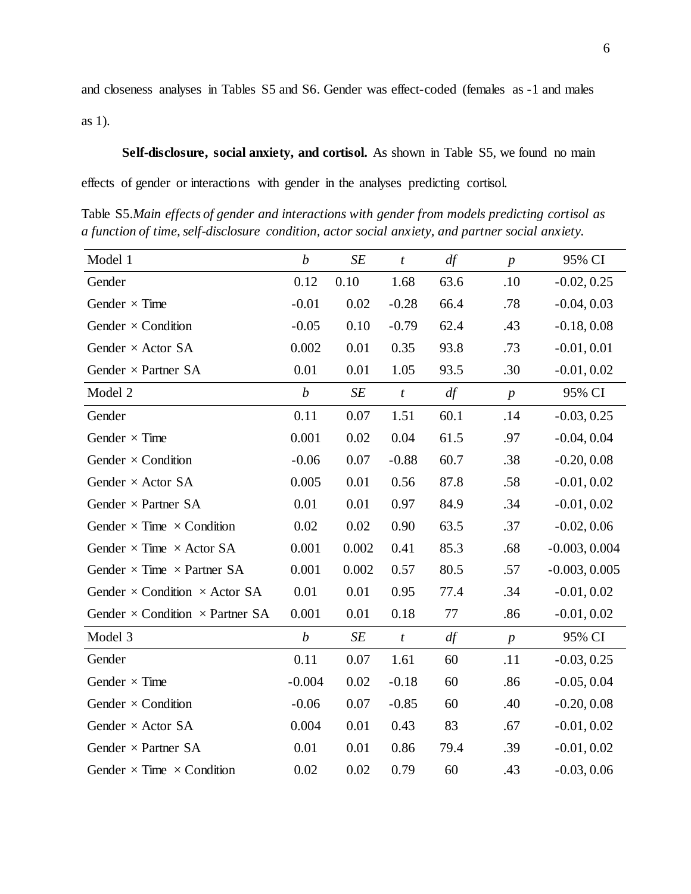and closeness analyses in Tables S5 and S6. Gender was effect-coded (females as -1 and males as 1).

**Self-disclosure, social anxiety, and cortisol.** As shown in Table S5, we found no main effects of gender or interactions with gender in the analyses predicting cortisol.

Table S5.*Main effects of gender and interactions with gender from models predicting cortisol as a function of time, self-disclosure condition, actor social anxiety, and partner social anxiety.*

| Model 1 | *b* | *SE* | *t* | *df* | *p* | 95% CI |
|---|---|---|---|---|---|---|
| Gender | 0.12 | 0.10 | 1.68 | 63.6 | .10 | -0.02, 0.25 |
| Gender × Time | -0.01 | 0.02 | -0.28 | 66.4 | .78 | -0.04, 0.03 |
| Gender × Condition | -0.05 | 0.10 | -0.79 | 62.4 | .43 | -0.18, 0.08 |
| Gender × Actor SA | 0.002 | 0.01 | 0.35 | 93.8 | .73 | -0.01, 0.01 |
| Gender × Partner SA | 0.01 | 0.01 | 1.05 | 93.5 | .30 | -0.01, 0.02 |
| **Model 2** | *b* | *SE* | *t* | *df* | *p* | 95% CI |
| Gender | 0.11 | 0.07 | 1.51 | 60.1 | .14 | -0.03, 0.25 |
| Gender × Time | 0.001 | 0.02 | 0.04 | 61.5 | .97 | -0.04, 0.04 |
| Gender × Condition | -0.06 | 0.07 | -0.88 | 60.7 | .38 | -0.20, 0.08 |
| Gender × Actor SA | 0.005 | 0.01 | 0.56 | 87.8 | .58 | -0.01, 0.02 |
| Gender × Partner SA | 0.01 | 0.01 | 0.97 | 84.9 | .34 | -0.01, 0.02 |
| Gender × Time × Condition | 0.02 | 0.02 | 0.90 | 63.5 | .37 | -0.02, 0.06 |
| Gender × Time × Actor SA | 0.001 | 0.002 | 0.41 | 85.3 | .68 | -0.003, 0.004 |
| Gender × Time × Partner SA | 0.001 | 0.002 | 0.57 | 80.5 | .57 | -0.003, 0.005 |
| Gender × Condition × Actor SA | 0.01 | 0.01 | 0.95 | 77.4 | .34 | -0.01, 0.02 |
| Gender × Condition × Partner SA | 0.001 | 0.01 | 0.18 | 77 | .86 | -0.01, 0.02 |
| **Model 3** | *b* | *SE* | *t* | *df* | *p* | 95% CI |
| Gender | 0.11 | 0.07 | 1.61 | 60 | .11 | -0.03, 0.25 |
| Gender × Time | -0.004 | 0.02 | -0.18 | 60 | .86 | -0.05, 0.04 |
| Gender × Condition | -0.06 | 0.07 | -0.85 | 60 | .40 | -0.20, 0.08 |
| Gender × Actor SA | 0.004 | 0.01 | 0.43 | 83 | .67 | -0.01, 0.02 |
| Gender × Partner SA | 0.01 | 0.01 | 0.86 | 79.4 | .39 | -0.01, 0.02 |
| Gender × Time × Condition | 0.02 | 0.02 | 0.79 | 60 | .43 | -0.03, 0.06 |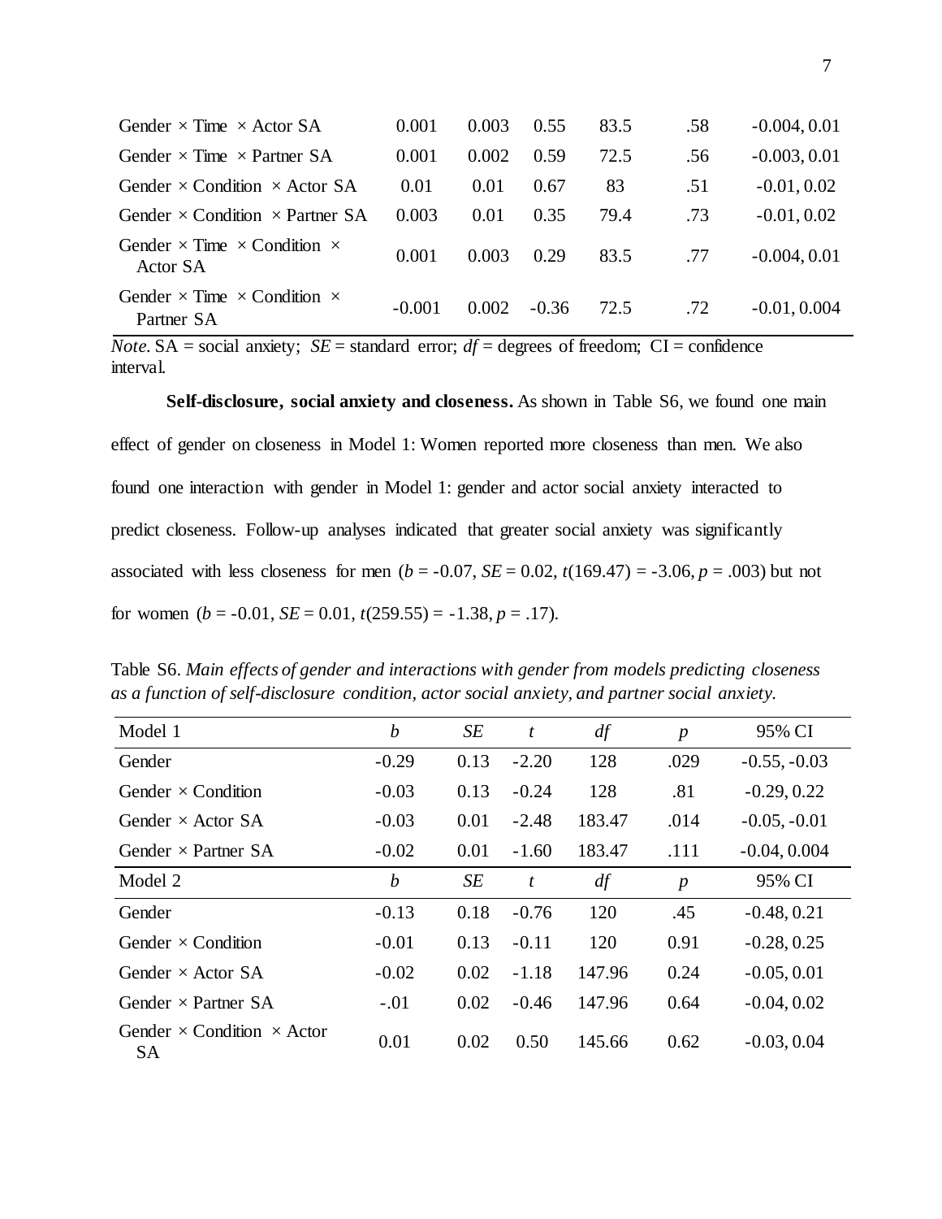| | | | | | | |
|---|---|---|---|---|---|---|
| Gender × Time × Actor SA | 0.001 | 0.003 | 0.55 | 83.5 | .58 | -0.004, 0.01 |
| Gender × Time × Partner SA | 0.001 | 0.002 | 0.59 | 72.5 | .56 | -0.003, 0.01 |
| Gender × Condition × Actor SA | 0.01 | 0.01 | 0.67 | 83 | .51 | -0.01, 0.02 |
| Gender × Condition × Partner SA | 0.003 | 0.01 | 0.35 | 79.4 | .73 | -0.01, 0.02 |
| Gender × Time × Condition × Actor SA | 0.001 | 0.003 | 0.29 | 83.5 | .77 | -0.004, 0.01 |
| Gender × Time × Condition × Partner SA | -0.001 | 0.002 | -0.36 | 72.5 | .72 | -0.01, 0.004 |

*Note.* SA = social anxiety; *SE* = standard error; *df* = degrees of freedom; CI = confidence interval.

**Self-disclosure, social anxiety and closeness.** As shown in Table S6, we found one main effect of gender on closeness in Model 1: Women reported more closeness than men. We also found one interaction with gender in Model 1: gender and actor social anxiety interacted to predict closeness. Follow-up analyses indicated that greater social anxiety was significantly associated with less closeness for men ($b$ = -0.07, $SE$ = 0.02, $t(169.47)$ = -3.06, $p$ = .003) but not for women ($b$ = -0.01, $SE$ = 0.01, $t(259.55)$ = -1.38, $p$ = .17).

Table S6. *Main effects of gender and interactions with gender from models predicting closeness as a function of self-disclosure condition, actor social anxiety, and partner social anxiety.*

| Model 1 | *b* | *SE* | *t* | *df* | *p* | 95% CI |
|---|---|---|---|---|---|---|
| Gender | -0.29 | 0.13 | -2.20 | 128 | .029 | -0.55, -0.03 |
| Gender × Condition | -0.03 | 0.13 | -0.24 | 128 | .81 | -0.29, 0.22 |
| Gender × Actor SA | -0.03 | 0.01 | -2.48 | 183.47 | .014 | -0.05, -0.01 |
| Gender × Partner SA | -0.02 | 0.01 | -1.60 | 183.47 | .111 | -0.04, 0.004 |
| **Model 2** | ***b*** | ***SE*** | ***t*** | ***df*** | ***p*** | **95% CI** |
| Gender | -0.13 | 0.18 | -0.76 | 120 | .45 | -0.48, 0.21 |
| Gender × Condition | -0.01 | 0.13 | -0.11 | 120 | 0.91 | -0.28, 0.25 |
| Gender × Actor SA | -0.02 | 0.02 | -1.18 | 147.96 | 0.24 | -0.05, 0.01 |
| Gender × Partner SA | -.01 | 0.02 | -0.46 | 147.96 | 0.64 | -0.04, 0.02 |
| Gender × Condition × Actor SA | 0.01 | 0.02 | 0.50 | 145.66 | 0.62 | -0.03, 0.04 |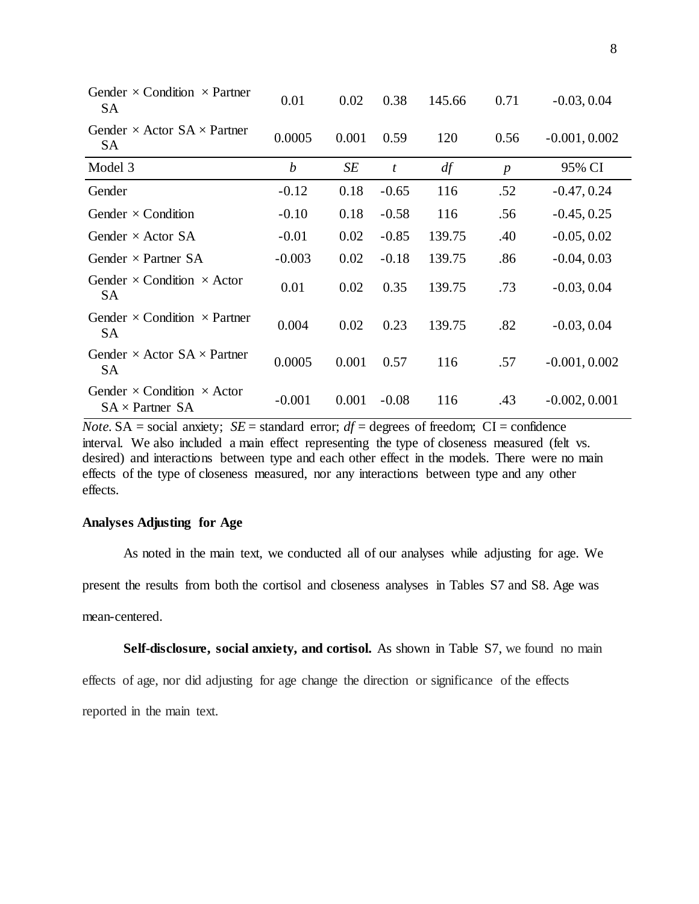| | | | | | | |
|---|---|---|---|---|---|---|
| Gender × Condition × Partner SA | 0.01 | 0.02 | 0.38 | 145.66 | 0.71 | -0.03, 0.04 |
| Gender × Actor SA × Partner SA | 0.0005 | 0.001 | 0.59 | 120 | 0.56 | -0.001, 0.002 |
| Model 3 | *b* | *SE* | *t* | *df* | *p* | 95% CI |
| Gender | -0.12 | 0.18 | -0.65 | 116 | .52 | -0.47, 0.24 |
| Gender × Condition | -0.10 | 0.18 | -0.58 | 116 | .56 | -0.45, 0.25 |
| Gender × Actor SA | -0.01 | 0.02 | -0.85 | 139.75 | .40 | -0.05, 0.02 |
| Gender × Partner SA | -0.003 | 0.02 | -0.18 | 139.75 | .86 | -0.04, 0.03 |
| Gender × Condition × Actor SA | 0.01 | 0.02 | 0.35 | 139.75 | .73 | -0.03, 0.04 |
| Gender × Condition × Partner SA | 0.004 | 0.02 | 0.23 | 139.75 | .82 | -0.03, 0.04 |
| Gender × Actor SA × Partner SA | 0.0005 | 0.001 | 0.57 | 116 | .57 | -0.001, 0.002 |
| Gender × Condition × Actor SA × Partner SA | -0.001 | 0.001 | -0.08 | 116 | .43 | -0.002, 0.001 |

*Note.* SA = social anxiety; *SE* = standard error; *df* = degrees of freedom; CI = confidence interval. We also included a main effect representing the type of closeness measured (felt vs. desired) and interactions between type and each other effect in the models. There were no main effects of the type of closeness measured, nor any interactions between type and any other effects.

**Analyses Adjusting for Age**

As noted in the main text, we conducted all of our analyses while adjusting for age. We present the results from both the cortisol and closeness analyses in Tables S7 and S8. Age was mean-centered.

**Self-disclosure, social anxiety, and cortisol.** As shown in Table S7, we found no main effects of age, nor did adjusting for age change the direction or significance of the effects reported in the main text.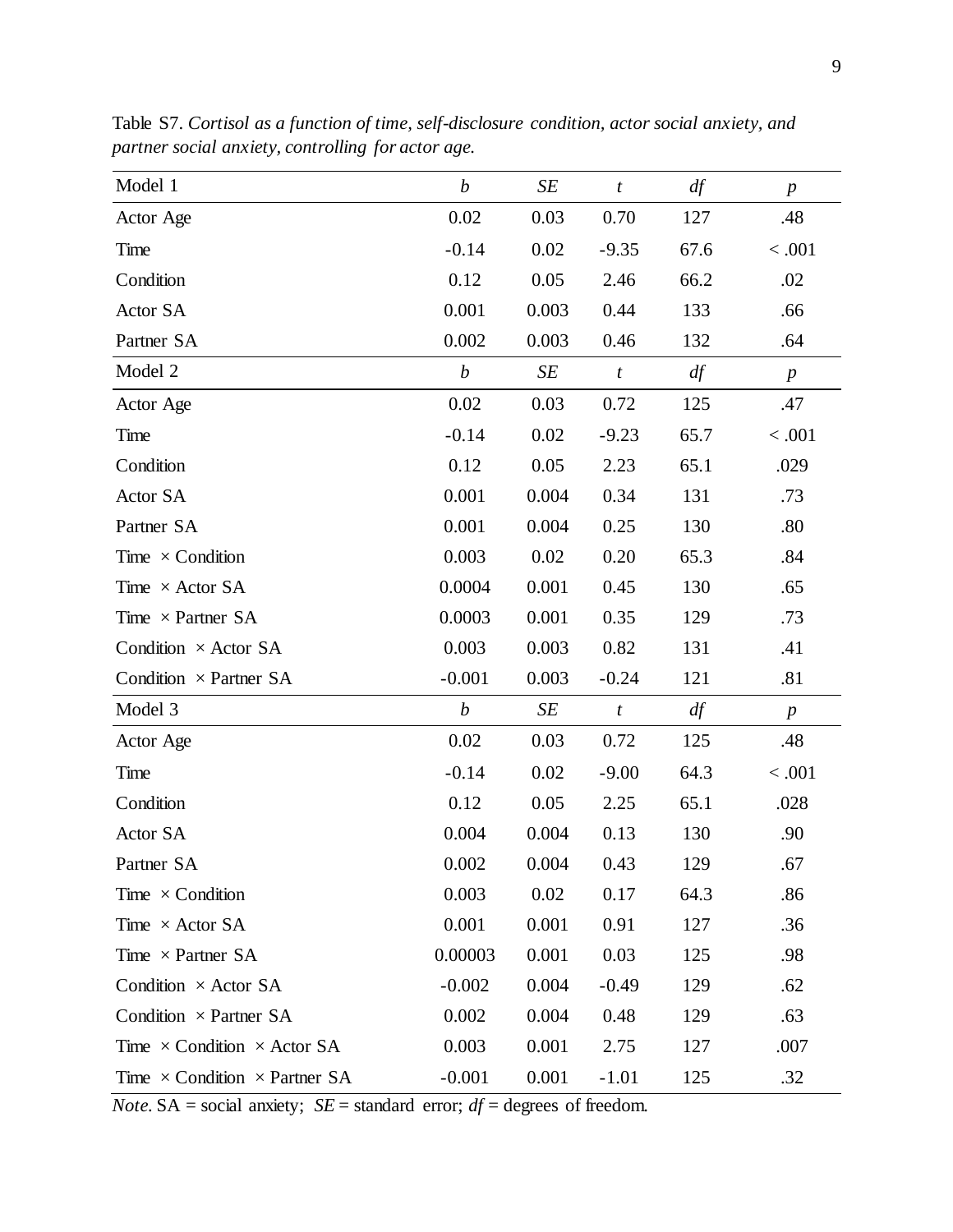Table S7. *Cortisol as a function of time, self-disclosure condition, actor social anxiety, and partner social anxiety, controlling for actor age.*

| Model 1 | *b* | *SE* | *t* | *df* | *p* |
|---|---|---|---|---|---|
| Actor Age | 0.02 | 0.03 | 0.70 | 127 | .48 |
| Time | -0.14 | 0.02 | -9.35 | 67.6 | < .001 |
| Condition | 0.12 | 0.05 | 2.46 | 66.2 | .02 |
| Actor SA | 0.001 | 0.003 | 0.44 | 133 | .66 |
| Partner SA | 0.002 | 0.003 | 0.46 | 132 | .64 |
| **Model 2** | *b* | *SE* | *t* | *df* | *p* |
| Actor Age | 0.02 | 0.03 | 0.72 | 125 | .47 |
| Time | -0.14 | 0.02 | -9.23 | 65.7 | < .001 |
| Condition | 0.12 | 0.05 | 2.23 | 65.1 | .029 |
| Actor SA | 0.001 | 0.004 | 0.34 | 131 | .73 |
| Partner SA | 0.001 | 0.004 | 0.25 | 130 | .80 |
| Time × Condition | 0.003 | 0.02 | 0.20 | 65.3 | .84 |
| Time × Actor SA | 0.0004 | 0.001 | 0.45 | 130 | .65 |
| Time × Partner SA | 0.0003 | 0.001 | 0.35 | 129 | .73 |
| Condition × Actor SA | 0.003 | 0.003 | 0.82 | 131 | .41 |
| Condition × Partner SA | -0.001 | 0.003 | -0.24 | 121 | .81 |
| **Model 3** | *b* | *SE* | *t* | *df* | *p* |
| Actor Age | 0.02 | 0.03 | 0.72 | 125 | .48 |
| Time | -0.14 | 0.02 | -9.00 | 64.3 | < .001 |
| Condition | 0.12 | 0.05 | 2.25 | 65.1 | .028 |
| Actor SA | 0.004 | 0.004 | 0.13 | 130 | .90 |
| Partner SA | 0.002 | 0.004 | 0.43 | 129 | .67 |
| Time × Condition | 0.003 | 0.02 | 0.17 | 64.3 | .86 |
| Time × Actor SA | 0.001 | 0.001 | 0.91 | 127 | .36 |
| Time × Partner SA | 0.00003 | 0.001 | 0.03 | 125 | .98 |
| Condition × Actor SA | -0.002 | 0.004 | -0.49 | 129 | .62 |
| Condition × Partner SA | 0.002 | 0.004 | 0.48 | 129 | .63 |
| Time × Condition × Actor SA | 0.003 | 0.001 | 2.75 | 127 | .007 |
| Time × Condition × Partner SA | -0.001 | 0.001 | -1.01 | 125 | .32 |

*Note*. SA = social anxiety; *SE* = standard error; *df* = degrees of freedom.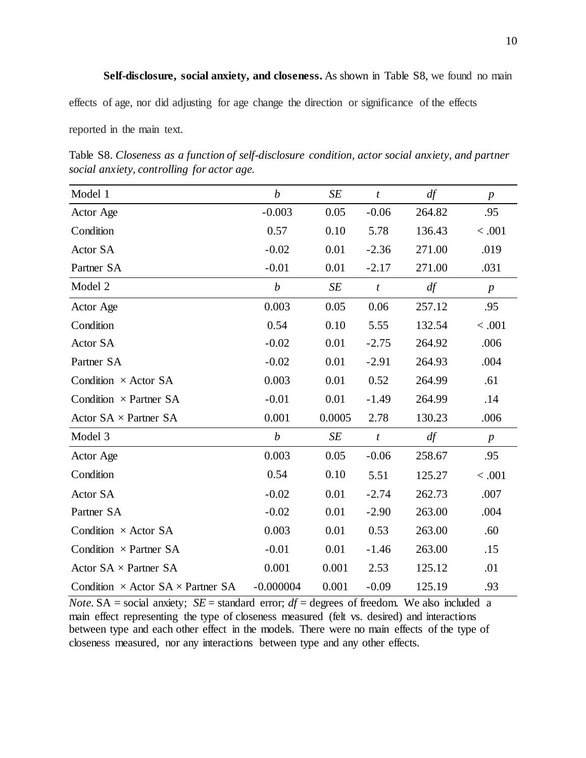**Self-disclosure, social anxiety, and closeness.** As shown in Table S8, we found no main effects of age, nor did adjusting for age change the direction or significance of the effects reported in the main text.

Table S8. *Closeness as a function of self-disclosure condition, actor social anxiety, and partner social anxiety, controlling for actor age.*

| Model 1 | *b* | *SE* | *t* | *df* | *p* |
|---|---|---|---|---|---|
| Actor Age | -0.003 | 0.05 | -0.06 | 264.82 | .95 |
| Condition | 0.57 | 0.10 | 5.78 | 136.43 | < .001 |
| Actor SA | -0.02 | 0.01 | -2.36 | 271.00 | .019 |
| Partner SA | -0.01 | 0.01 | -2.17 | 271.00 | .031 |
| **Model 2** | ***b*** | ***SE*** | ***t*** | ***df*** | ***p*** |
| Actor Age | 0.003 | 0.05 | 0.06 | 257.12 | .95 |
| Condition | 0.54 | 0.10 | 5.55 | 132.54 | < .001 |
| Actor SA | -0.02 | 0.01 | -2.75 | 264.92 | .006 |
| Partner SA | -0.02 | 0.01 | -2.91 | 264.93 | .004 |
| Condition × Actor SA | 0.003 | 0.01 | 0.52 | 264.99 | .61 |
| Condition × Partner SA | -0.01 | 0.01 | -1.49 | 264.99 | .14 |
| Actor SA × Partner SA | 0.001 | 0.0005 | 2.78 | 130.23 | .006 |
| **Model 3** | ***b*** | ***SE*** | ***t*** | ***df*** | ***p*** |
| Actor Age | 0.003 | 0.05 | -0.06 | 258.67 | .95 |
| Condition | 0.54 | 0.10 | 5.51 | 125.27 | < .001 |
| Actor SA | -0.02 | 0.01 | -2.74 | 262.73 | .007 |
| Partner SA | -0.02 | 0.01 | -2.90 | 263.00 | .004 |
| Condition × Actor SA | 0.003 | 0.01 | 0.53 | 263.00 | .60 |
| Condition × Partner SA | -0.01 | 0.01 | -1.46 | 263.00 | .15 |
| Actor SA × Partner SA | 0.001 | 0.001 | 2.53 | 125.12 | .01 |
| Condition × Actor SA × Partner SA | -0.000004 | 0.001 | -0.09 | 125.19 | .93 |

*Note.* SA = social anxiety; *SE* = standard error; *df* = degrees of freedom. We also included a main effect representing the type of closeness measured (felt vs. desired) and interactions between type and each other effect in the models. There were no main effects of the type of closeness measured, nor any interactions between type and any other effects.